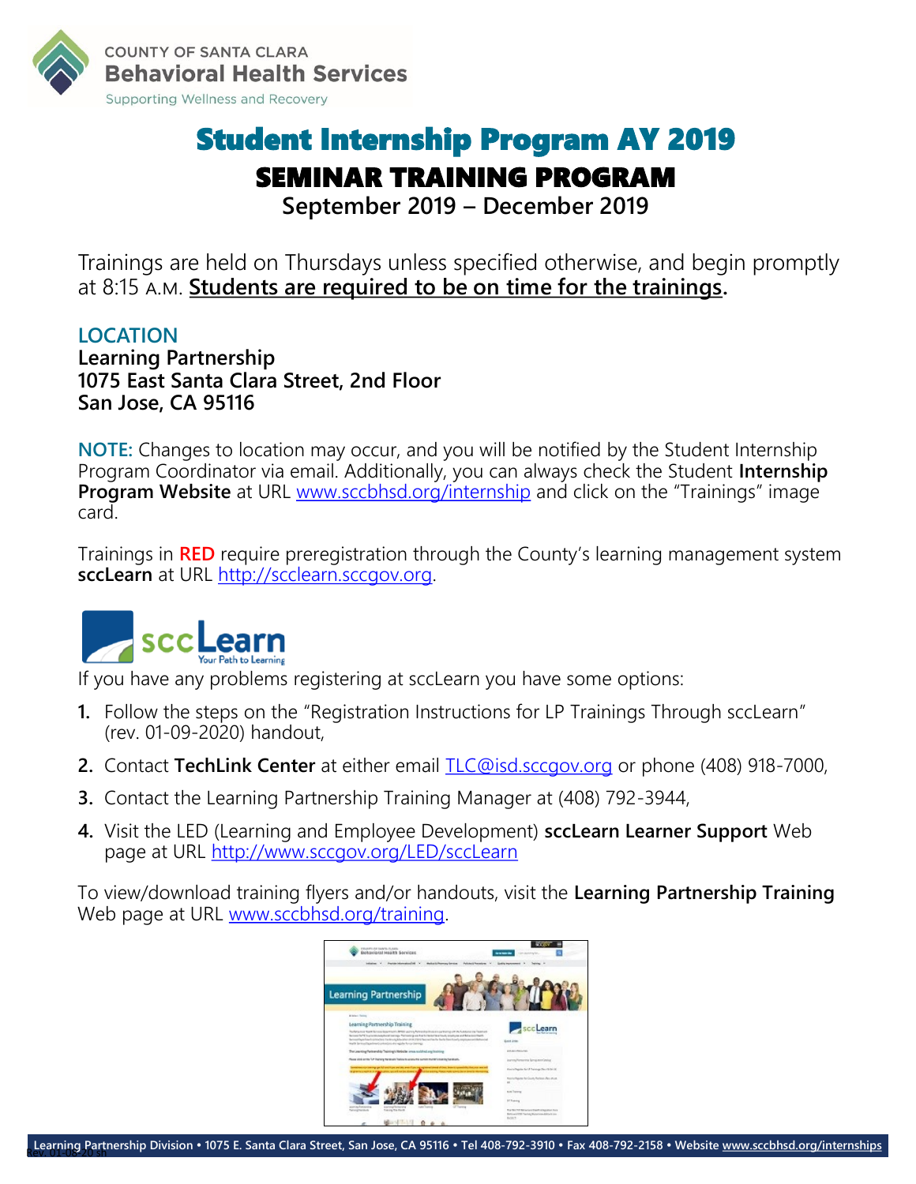COUNTY OF SANTA CLARA
**Behavioral Health Services**
Supporting Wellness and Recovery

# Student Internship Program AY 2019

## SEMINAR TRAINING PROGRAM

**September 2019 – December 2019**

Trainings are held on Thursdays unless specified otherwise, and begin promptly at 8:15 A.M. **Students are required to be on time for the trainings.**

**LOCATION**
**Learning Partnership**
**1075 East Santa Clara Street, 2nd Floor**
**San Jose, CA 95116**

**NOTE:** Changes to location may occur, and you will be notified by the Student Internship Program Coordinator via email. Additionally, you can always check the Student **Internship Program Website** at URL www.sccbhsd.org/internship and click on the "Trainings" image card.

Trainings in **RED** require preregistration through the County's learning management system **sccLearn** at URL http://scclearn.sccgov.org.

If you have any problems registering at sccLearn you have some options:

1. Follow the steps on the "Registration Instructions for LP Trainings Through sccLearn" (rev. 01-09-2020) handout,
2. Contact **TechLink Center** at either email TLC@isd.sccgov.org or phone (408) 918-7000,
3. Contact the Learning Partnership Training Manager at (408) 792-3944,
4. Visit the LED (Learning and Employee Development) **sccLearn Learner Support** Web page at URL http://www.sccgov.org/LED/sccLearn

To view/download training flyers and/or handouts, visit the **Learning Partnership Training** Web page at URL www.sccbhsd.org/training.

**Learning Partnership Division • 1075 E. Santa Clara Street, San Jose, CA 95116 • Tel 408-792-3910 • Fax 408-792-2158 • Website www.sccbhsd.org/internships**

Rev. 01-08-20 sh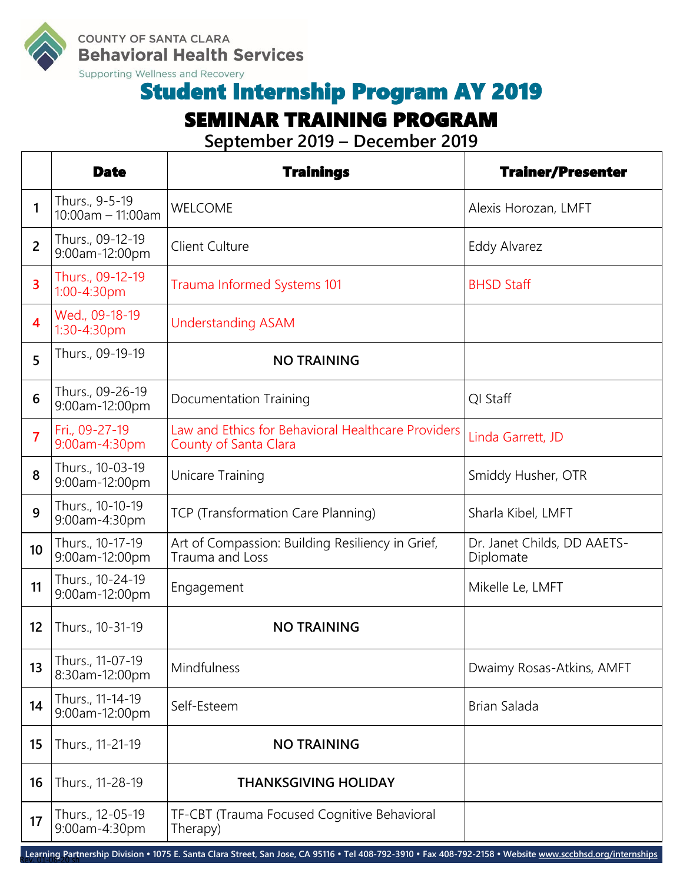COUNTY OF SANTA CLARA
**Behavioral Health Services**
Supporting Wellness and Recovery

# Student Internship Program AY 2019

## SEMINAR TRAINING PROGRAM

### September 2019 – December 2019

| | Date | Trainings | Trainer/Presenter |
|---|---|---|---|
| 1 | Thurs., 9-5-19 10:00am – 11:00am | WELCOME | Alexis Horozan, LMFT |
| 2 | Thurs., 09-12-19 9:00am-12:00pm | Client Culture | Eddy Alvarez |
| 3 | Thurs., 09-12-19 1:00-4:30pm | Trauma Informed Systems 101 | BHSD Staff |
| 4 | Wed., 09-18-19 1:30-4:30pm | Understanding ASAM | |
| 5 | Thurs., 09-19-19 | **NO TRAINING** | |
| 6 | Thurs., 09-26-19 9:00am-12:00pm | Documentation Training | QI Staff |
| 7 | Fri., 09-27-19 9:00am-4:30pm | Law and Ethics for Behavioral Healthcare Providers County of Santa Clara | Linda Garrett, JD |
| 8 | Thurs., 10-03-19 9:00am-12:00pm | Unicare Training | Smiddy Husher, OTR |
| 9 | Thurs., 10-10-19 9:00am-4:30pm | TCP (Transformation Care Planning) | Sharla Kibel, LMFT |
| 10 | Thurs., 10-17-19 9:00am-12:00pm | Art of Compassion: Building Resiliency in Grief, Trauma and Loss | Dr. Janet Childs, DD AAETS-Diplomate |
| 11 | Thurs., 10-24-19 9:00am-12:00pm | Engagement | Mikelle Le, LMFT |
| 12 | Thurs., 10-31-19 | **NO TRAINING** | |
| 13 | Thurs., 11-07-19 8:30am-12:00pm | Mindfulness | Dwaimy Rosas-Atkins, AMFT |
| 14 | Thurs., 11-14-19 9:00am-12:00pm | Self-Esteem | Brian Salada |
| 15 | Thurs., 11-21-19 | **NO TRAINING** | |
| 16 | Thurs., 11-28-19 | **THANKSGIVING HOLIDAY** | |
| 17 | Thurs., 12-05-19 9:00am-4:30pm | TF-CBT (Trauma Focused Cognitive Behavioral Therapy) | |

**Learning Partnership Division • 1075 E. Santa Clara Street, San Jose, CA 95116 • Tel 408-792-3910 • Fax 408-792-2158 • Website www.sccbhsd.org/internships**

Rev. 01-08-20 sh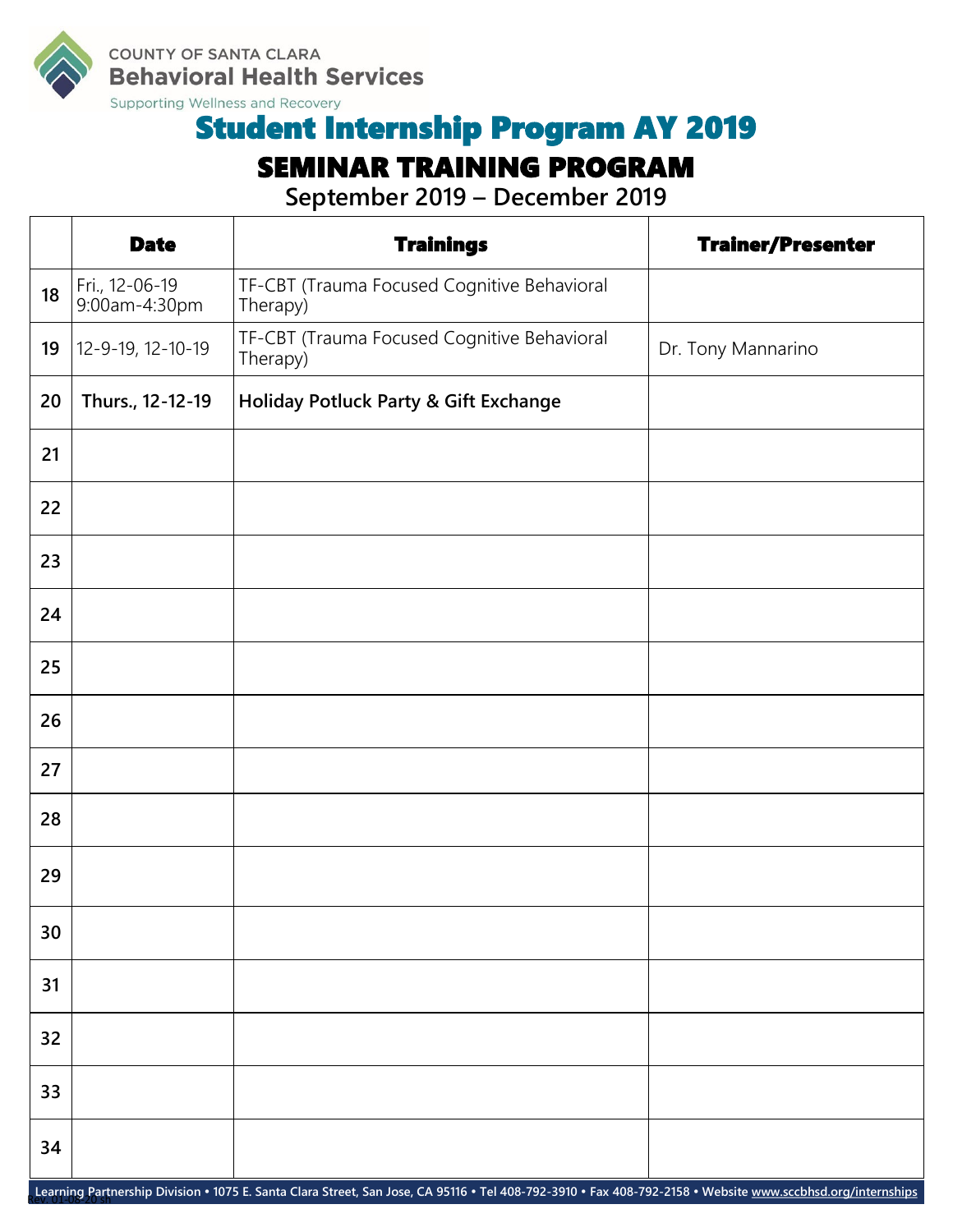COUNTY OF SANTA CLARA
Behavioral Health Services
Supporting Wellness and Recovery

# Student Internship Program AY 2019

## SEMINAR TRAINING PROGRAM

**September 2019 – December 2019**

| | Date | Trainings | Trainer/Presenter |
|---|---|---|---|
| 18 | Fri., 12-06-19 9:00am-4:30pm | TF-CBT (Trauma Focused Cognitive Behavioral Therapy) | |
| 19 | 12-9-19, 12-10-19 | TF-CBT (Trauma Focused Cognitive Behavioral Therapy) | Dr. Tony Mannarino |
| 20 | **Thurs., 12-12-19** | **Holiday Potluck Party & Gift Exchange** | |
| 21 | | | |
| 22 | | | |
| 23 | | | |
| 24 | | | |
| 25 | | | |
| 26 | | | |
| 27 | | | |
| 28 | | | |
| 29 | | | |
| 30 | | | |
| 31 | | | |
| 32 | | | |
| 33 | | | |
| 34 | | | |

Learning Partnership Division • 1075 E. Santa Clara Street, San Jose, CA 95116 • Tel 408-792-3910 • Fax 408-792-2158 • Website www.sccbhsd.org/internships

Rev. 01-08-20 sh